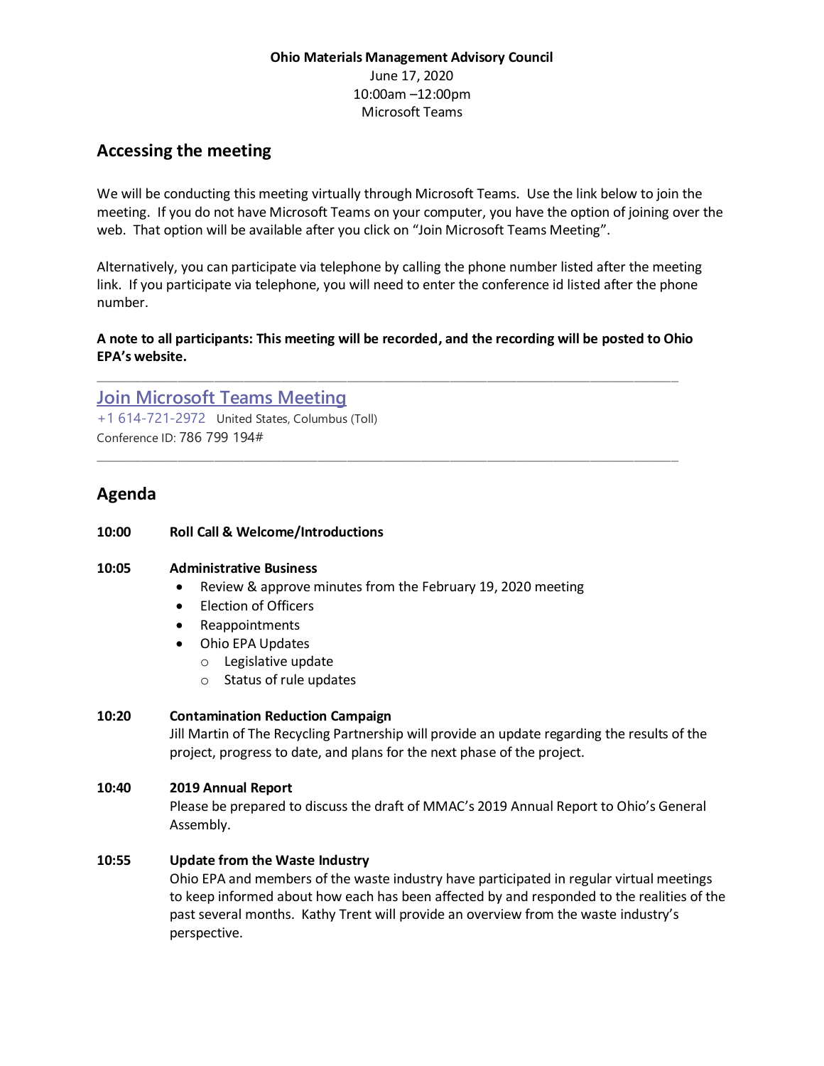**Ohio Materials Management Advisory Council**
June 17, 2020
10:00am –12:00pm
Microsoft Teams

## Accessing the meeting

We will be conducting this meeting virtually through Microsoft Teams. Use the link below to join the meeting. If you do not have Microsoft Teams on your computer, you have the option of joining over the web. That option will be available after you click on "Join Microsoft Teams Meeting".

Alternatively, you can participate via telephone by calling the phone number listed after the meeting link. If you participate via telephone, you will need to enter the conference id listed after the phone number.

**A note to all participants: This meeting will be recorded, and the recording will be posted to Ohio EPA's website.**

---

Join Microsoft Teams Meeting
+1 614-721-2972 United States, Columbus (Toll)
Conference ID: 786 799 194#

---

## Agenda

**10:00 Roll Call & Welcome/Introductions**

**10:05 Administrative Business**

- Review & approve minutes from the February 19, 2020 meeting
- Election of Officers
- Reappointments
- Ohio EPA Updates
  - Legislative update
  - Status of rule updates

**10:20 Contamination Reduction Campaign**
Jill Martin of The Recycling Partnership will provide an update regarding the results of the project, progress to date, and plans for the next phase of the project.

**10:40 2019 Annual Report**
Please be prepared to discuss the draft of MMAC's 2019 Annual Report to Ohio's General Assembly.

**10:55 Update from the Waste Industry**
Ohio EPA and members of the waste industry have participated in regular virtual meetings to keep informed about how each has been affected by and responded to the realities of the past several months. Kathy Trent will provide an overview from the waste industry's perspective.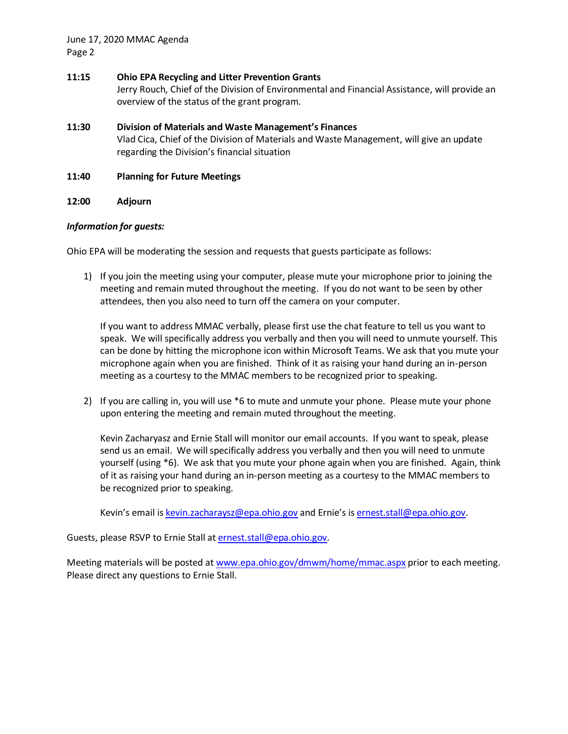**11:15** **Ohio EPA Recycling and Litter Prevention Grants**
Jerry Rouch, Chief of the Division of Environmental and Financial Assistance, will provide an overview of the status of the grant program.

**11:30** **Division of Materials and Waste Management's Finances**
Vlad Cica, Chief of the Division of Materials and Waste Management, will give an update regarding the Division's financial situation

**11:40** **Planning for Future Meetings**

**12:00** **Adjourn**

***Information for guests:***

Ohio EPA will be moderating the session and requests that guests participate as follows:

1) If you join the meeting using your computer, please mute your microphone prior to joining the meeting and remain muted throughout the meeting. If you do not want to be seen by other attendees, then you also need to turn off the camera on your computer.

   If you want to address MMAC verbally, please first use the chat feature to tell us you want to speak. We will specifically address you verbally and then you will need to unmute yourself. This can be done by hitting the microphone icon within Microsoft Teams. We ask that you mute your microphone again when you are finished. Think of it as raising your hand during an in-person meeting as a courtesy to the MMAC members to be recognized prior to speaking.

2) If you are calling in, you will use *6 to mute and unmute your phone. Please mute your phone upon entering the meeting and remain muted throughout the meeting.

   Kevin Zacharyasz and Ernie Stall will monitor our email accounts. If you want to speak, please send us an email. We will specifically address you verbally and then you will need to unmute yourself (using *6). We ask that you mute your phone again when you are finished. Again, think of it as raising your hand during an in-person meeting as a courtesy to the MMAC members to be recognized prior to speaking.

   Kevin's email is kevin.zacharaysz@epa.ohio.gov and Ernie's is ernest.stall@epa.ohio.gov.

Guests, please RSVP to Ernie Stall at ernest.stall@epa.ohio.gov.

Meeting materials will be posted at www.epa.ohio.gov/dmwm/home/mmac.aspx prior to each meeting. Please direct any questions to Ernie Stall.